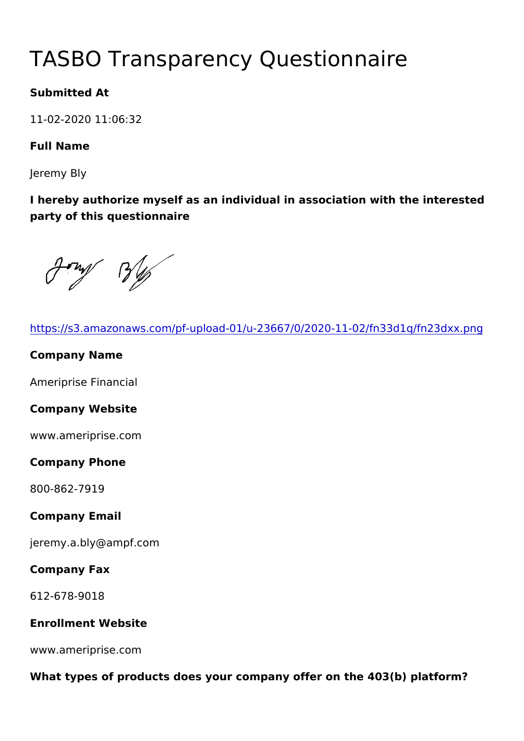# TASBO Transparency Questionnaire

**Submitted At**

11-02-2020 11:06:32

**Full Name**

Jeremy Bly

**I hereby authorize myself as an individual in association with the interested party of this questionnaire**

https://s3.amazonaws.com/pf-upload-01/u-23667/0/2020-11-02/fn33d1q/fn23dxx.png

**Company Name**

Ameriprise Financial

**Company Website**

www.ameriprise.com

**Company Phone**

800-862-7919

**Company Email**

jeremy.a.bly@ampf.com

**Company Fax**

612-678-9018

**Enrollment Website**

www.ameriprise.com

**What types of products does your company offer on the 403(b) platform?**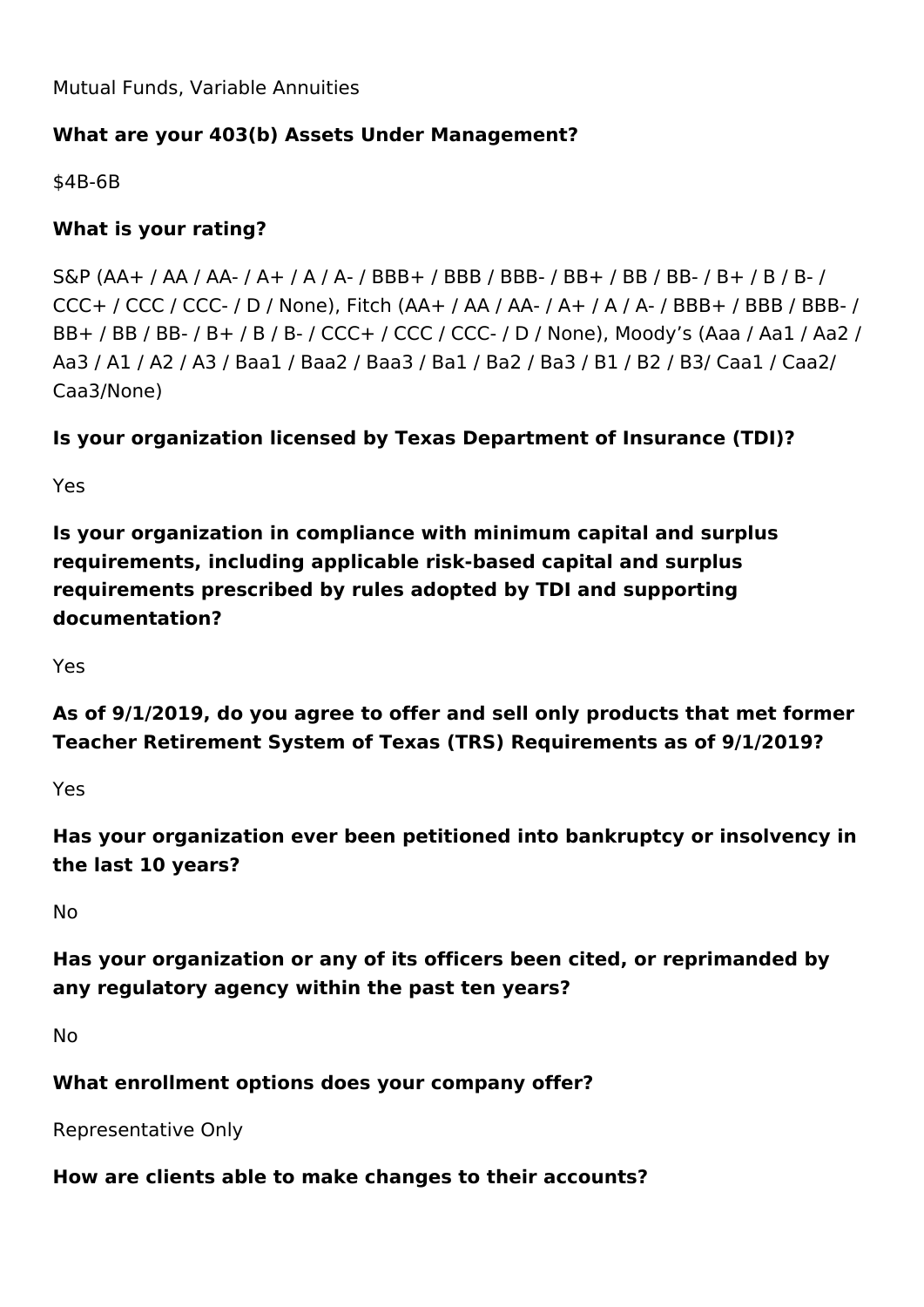Mutual Funds, Variable Annuities

**What are your 403(b) Assets Under Management?**

$4B-6B

**What is your rating?**

S&P (AA+ / AA / AA- / A+ / A / A- / BBB+ / BBB / BBB- / BB+ / BB / BB- / B+ / B / B- / CCC+ / CCC / CCC- / D / None), Fitch (AA+ / AA / AA- / A+ / A / A- / BBB+ / BBB / BBB- / BB+ / BB / BB- / B+ / B / B- / CCC+ / CCC / CCC- / D / None), Moody’s (Aaa / Aa1 / Aa2 / Aa3 / A1 / A2 / A3 / Baa1 / Baa2 / Baa3 / Ba1 / Ba2 / Ba3 / B1 / B2 / B3/ Caa1 / Caa2/ Caa3/None)

**Is your organization licensed by Texas Department of Insurance (TDI)?**

Yes

**Is your organization in compliance with minimum capital and surplus requirements, including applicable risk-based capital and surplus requirements prescribed by rules adopted by TDI and supporting documentation?**

Yes

**As of 9/1/2019, do you agree to offer and sell only products that met former Teacher Retirement System of Texas (TRS) Requirements as of 9/1/2019?**

Yes

**Has your organization ever been petitioned into bankruptcy or insolvency in the last 10 years?**

No

**Has your organization or any of its officers been cited, or reprimanded by any regulatory agency within the past ten years?**

No

**What enrollment options does your company offer?**

Representative Only

**How are clients able to make changes to their accounts?**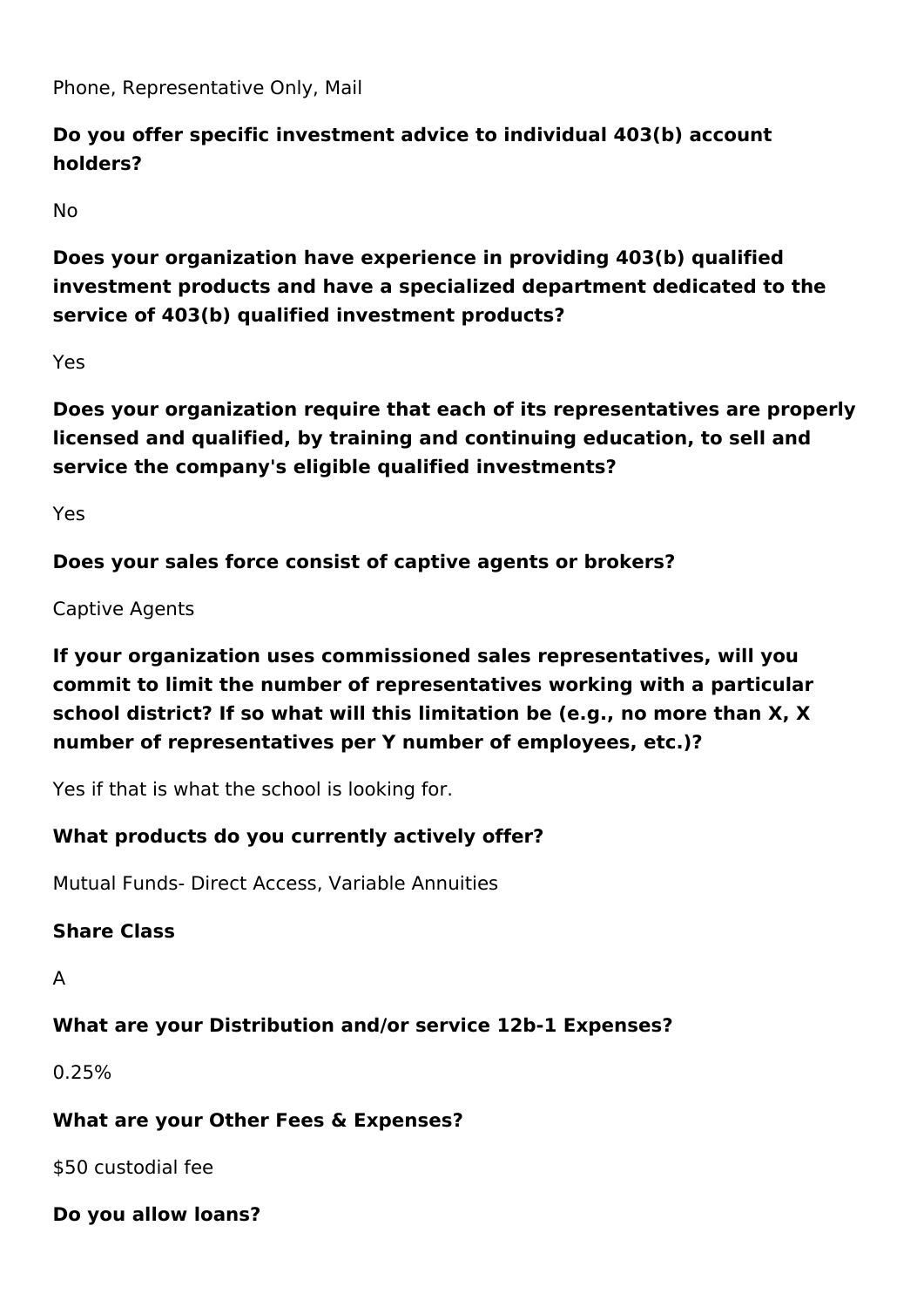Phone, Representative Only, Mail

**Do you offer specific investment advice to individual 403(b) account holders?**

No

**Does your organization have experience in providing 403(b) qualified investment products and have a specialized department dedicated to the service of 403(b) qualified investment products?**

Yes

**Does your organization require that each of its representatives are properly licensed and qualified, by training and continuing education, to sell and service the company's eligible qualified investments?**

Yes

**Does your sales force consist of captive agents or brokers?**

Captive Agents

**If your organization uses commissioned sales representatives, will you commit to limit the number of representatives working with a particular school district? If so what will this limitation be (e.g., no more than X, X number of representatives per Y number of employees, etc.)?**

Yes if that is what the school is looking for.

**What products do you currently actively offer?**

Mutual Funds- Direct Access, Variable Annuities

**Share Class**

A

**What are your Distribution and/or service 12b-1 Expenses?**

0.25%

**What are your Other Fees & Expenses?**

$50 custodial fee

**Do you allow loans?**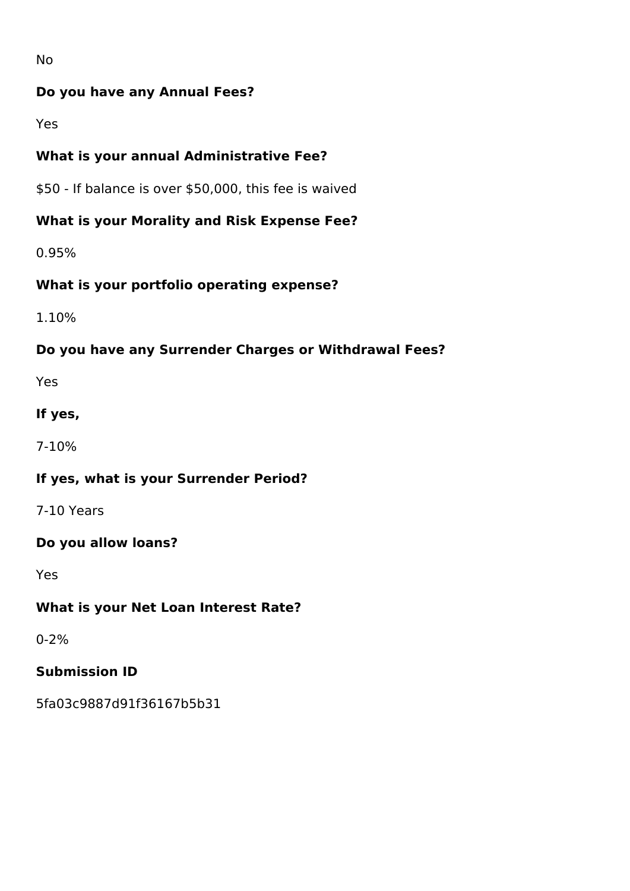No

**Do you have any Annual Fees?**

Yes

**What is your annual Administrative Fee?**

$50 - If balance is over $50,000, this fee is waived

**What is your Morality and Risk Expense Fee?**

0.95%

**What is your portfolio operating expense?**

1.10%

**Do you have any Surrender Charges or Withdrawal Fees?**

Yes

**If yes,**

7-10%

**If yes, what is your Surrender Period?**

7-10 Years

**Do you allow loans?**

Yes

**What is your Net Loan Interest Rate?**

0-2%

**Submission ID**

5fa03c9887d91f36167b5b31